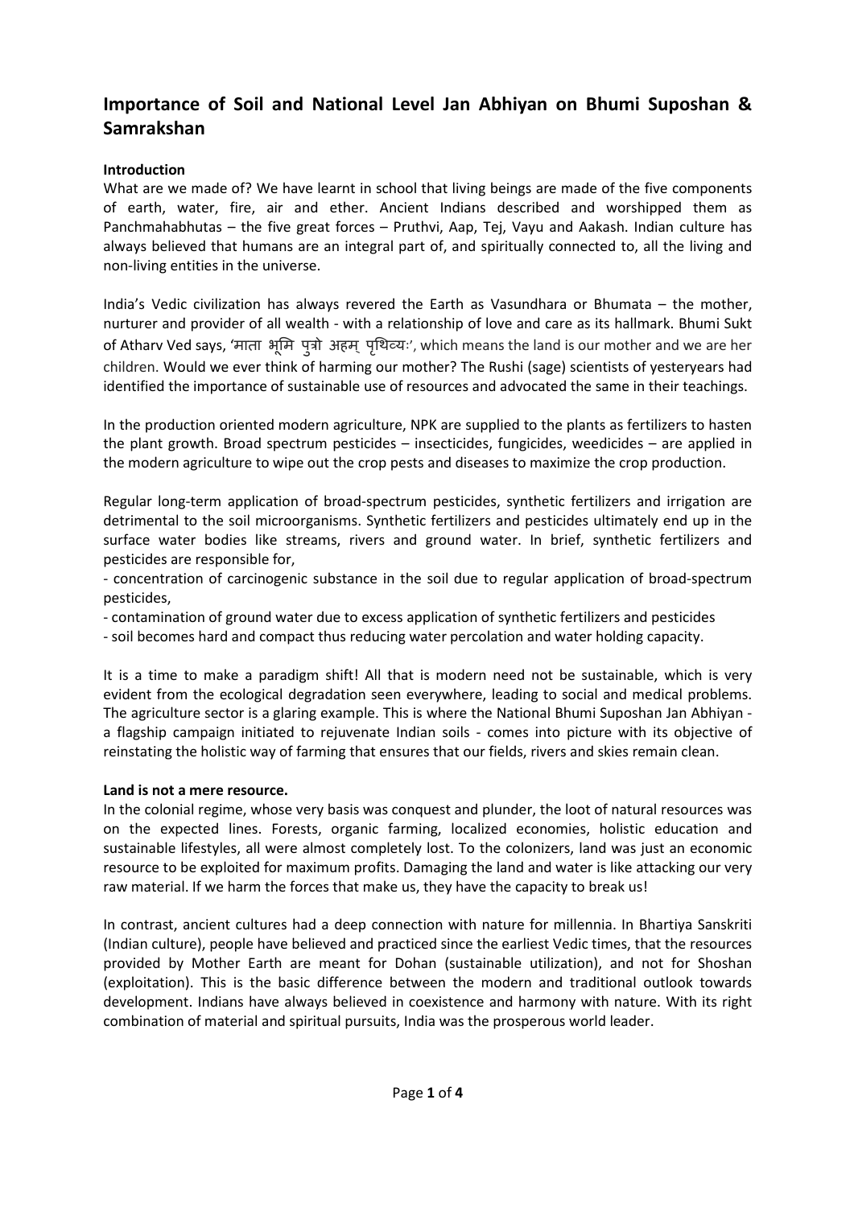# Importance of Soil and National Level Jan Abhiyan on Bhumi Suposhan & Samrakshan

**Introduction**

What are we made of? We have learnt in school that living beings are made of the five components of earth, water, fire, air and ether. Ancient Indians described and worshipped them as Panchmahabhutas – the five great forces – Pruthvi, Aap, Tej, Vayu and Aakash. Indian culture has always believed that humans are an integral part of, and spiritually connected to, all the living and non-living entities in the universe.

India's Vedic civilization has always revered the Earth as Vasundhara or Bhumata – the mother, nurturer and provider of all wealth - with a relationship of love and care as its hallmark. Bhumi Sukt of Atharv Ved says, 'माता भूमि पुत्रो अहम् पृथिव्यः', which means the land is our mother and we are her children. Would we ever think of harming our mother? The Rushi (sage) scientists of yesteryears had identified the importance of sustainable use of resources and advocated the same in their teachings.

In the production oriented modern agriculture, NPK are supplied to the plants as fertilizers to hasten the plant growth. Broad spectrum pesticides – insecticides, fungicides, weedicides – are applied in the modern agriculture to wipe out the crop pests and diseases to maximize the crop production.

Regular long-term application of broad-spectrum pesticides, synthetic fertilizers and irrigation are detrimental to the soil microorganisms. Synthetic fertilizers and pesticides ultimately end up in the surface water bodies like streams, rivers and ground water. In brief, synthetic fertilizers and pesticides are responsible for,

- concentration of carcinogenic substance in the soil due to regular application of broad-spectrum pesticides,
- contamination of ground water due to excess application of synthetic fertilizers and pesticides
- soil becomes hard and compact thus reducing water percolation and water holding capacity.

It is a time to make a paradigm shift! All that is modern need not be sustainable, which is very evident from the ecological degradation seen everywhere, leading to social and medical problems. The agriculture sector is a glaring example. This is where the National Bhumi Suposhan Jan Abhiyan - a flagship campaign initiated to rejuvenate Indian soils - comes into picture with its objective of reinstating the holistic way of farming that ensures that our fields, rivers and skies remain clean.

**Land is not a mere resource.**

In the colonial regime, whose very basis was conquest and plunder, the loot of natural resources was on the expected lines. Forests, organic farming, localized economies, holistic education and sustainable lifestyles, all were almost completely lost. To the colonizers, land was just an economic resource to be exploited for maximum profits. Damaging the land and water is like attacking our very raw material. If we harm the forces that make us, they have the capacity to break us!

In contrast, ancient cultures had a deep connection with nature for millennia. In Bhartiya Sanskriti (Indian culture), people have believed and practiced since the earliest Vedic times, that the resources provided by Mother Earth are meant for Dohan (sustainable utilization), and not for Shoshan (exploitation). This is the basic difference between the modern and traditional outlook towards development. Indians have always believed in coexistence and harmony with nature. With its right combination of material and spiritual pursuits, India was the prosperous world leader.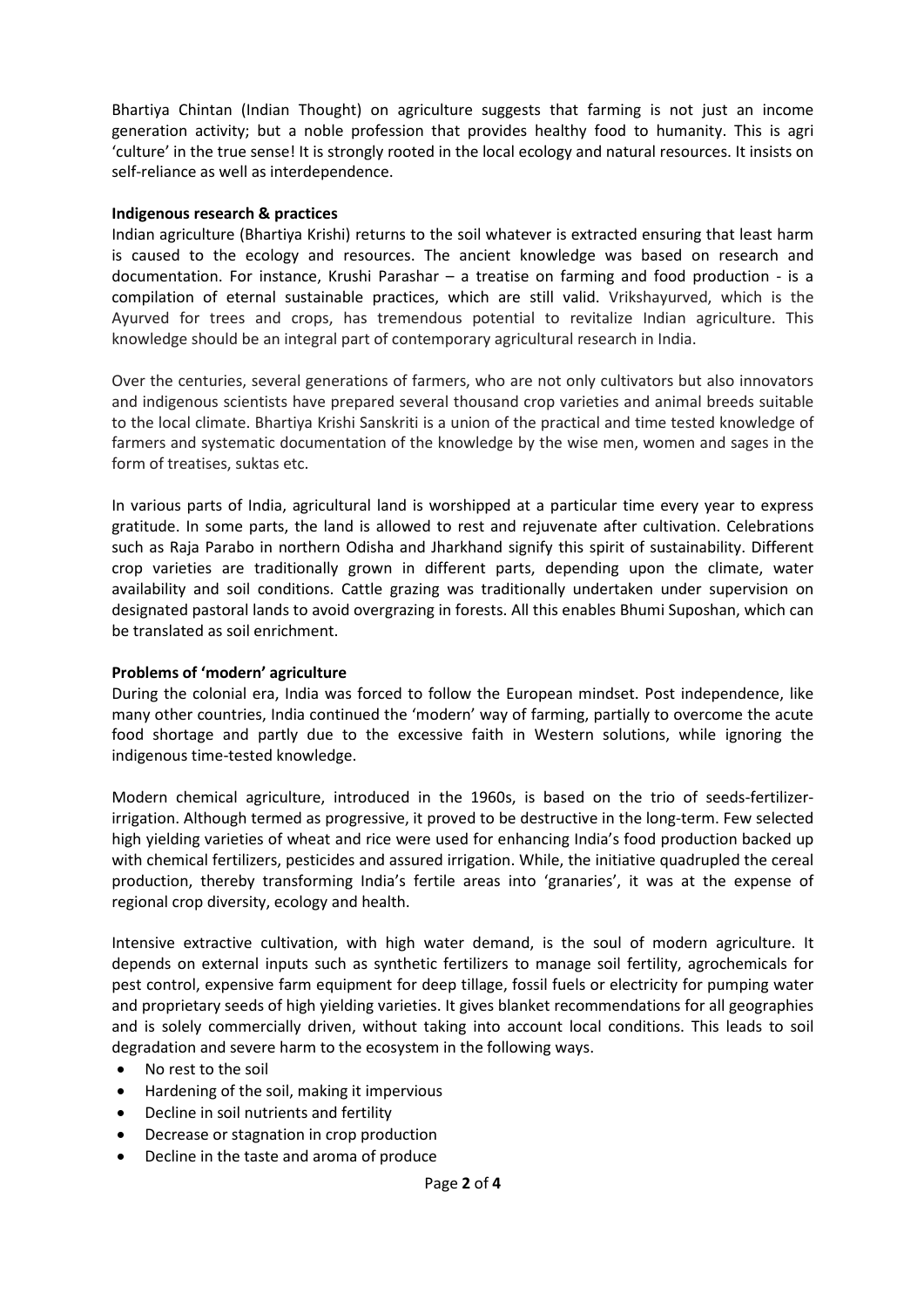Bhartiya Chintan (Indian Thought) on agriculture suggests that farming is not just an income generation activity; but a noble profession that provides healthy food to humanity. This is agri 'culture' in the true sense! It is strongly rooted in the local ecology and natural resources. It insists on self-reliance as well as interdependence.

**Indigenous research & practices**

Indian agriculture (Bhartiya Krishi) returns to the soil whatever is extracted ensuring that least harm is caused to the ecology and resources. The ancient knowledge was based on research and documentation. For instance, Krushi Parashar – a treatise on farming and food production - is a compilation of eternal sustainable practices, which are still valid. Vrikshayurved, which is the Ayurved for trees and crops, has tremendous potential to revitalize Indian agriculture. This knowledge should be an integral part of contemporary agricultural research in India.

Over the centuries, several generations of farmers, who are not only cultivators but also innovators and indigenous scientists have prepared several thousand crop varieties and animal breeds suitable to the local climate. Bhartiya Krishi Sanskriti is a union of the practical and time tested knowledge of farmers and systematic documentation of the knowledge by the wise men, women and sages in the form of treatises, suktas etc.

In various parts of India, agricultural land is worshipped at a particular time every year to express gratitude. In some parts, the land is allowed to rest and rejuvenate after cultivation. Celebrations such as Raja Parabo in northern Odisha and Jharkhand signify this spirit of sustainability. Different crop varieties are traditionally grown in different parts, depending upon the climate, water availability and soil conditions. Cattle grazing was traditionally undertaken under supervision on designated pastoral lands to avoid overgrazing in forests. All this enables Bhumi Suposhan, which can be translated as soil enrichment.

**Problems of 'modern' agriculture**

During the colonial era, India was forced to follow the European mindset. Post independence, like many other countries, India continued the 'modern' way of farming, partially to overcome the acute food shortage and partly due to the excessive faith in Western solutions, while ignoring the indigenous time-tested knowledge.

Modern chemical agriculture, introduced in the 1960s, is based on the trio of seeds-fertilizer-irrigation. Although termed as progressive, it proved to be destructive in the long-term. Few selected high yielding varieties of wheat and rice were used for enhancing India's food production backed up with chemical fertilizers, pesticides and assured irrigation. While, the initiative quadrupled the cereal production, thereby transforming India's fertile areas into 'granaries', it was at the expense of regional crop diversity, ecology and health.

Intensive extractive cultivation, with high water demand, is the soul of modern agriculture. It depends on external inputs such as synthetic fertilizers to manage soil fertility, agrochemicals for pest control, expensive farm equipment for deep tillage, fossil fuels or electricity for pumping water and proprietary seeds of high yielding varieties. It gives blanket recommendations for all geographies and is solely commercially driven, without taking into account local conditions. This leads to soil degradation and severe harm to the ecosystem in the following ways.

- No rest to the soil
- Hardening of the soil, making it impervious
- Decline in soil nutrients and fertility
- Decrease or stagnation in crop production
- Decline in the taste and aroma of produce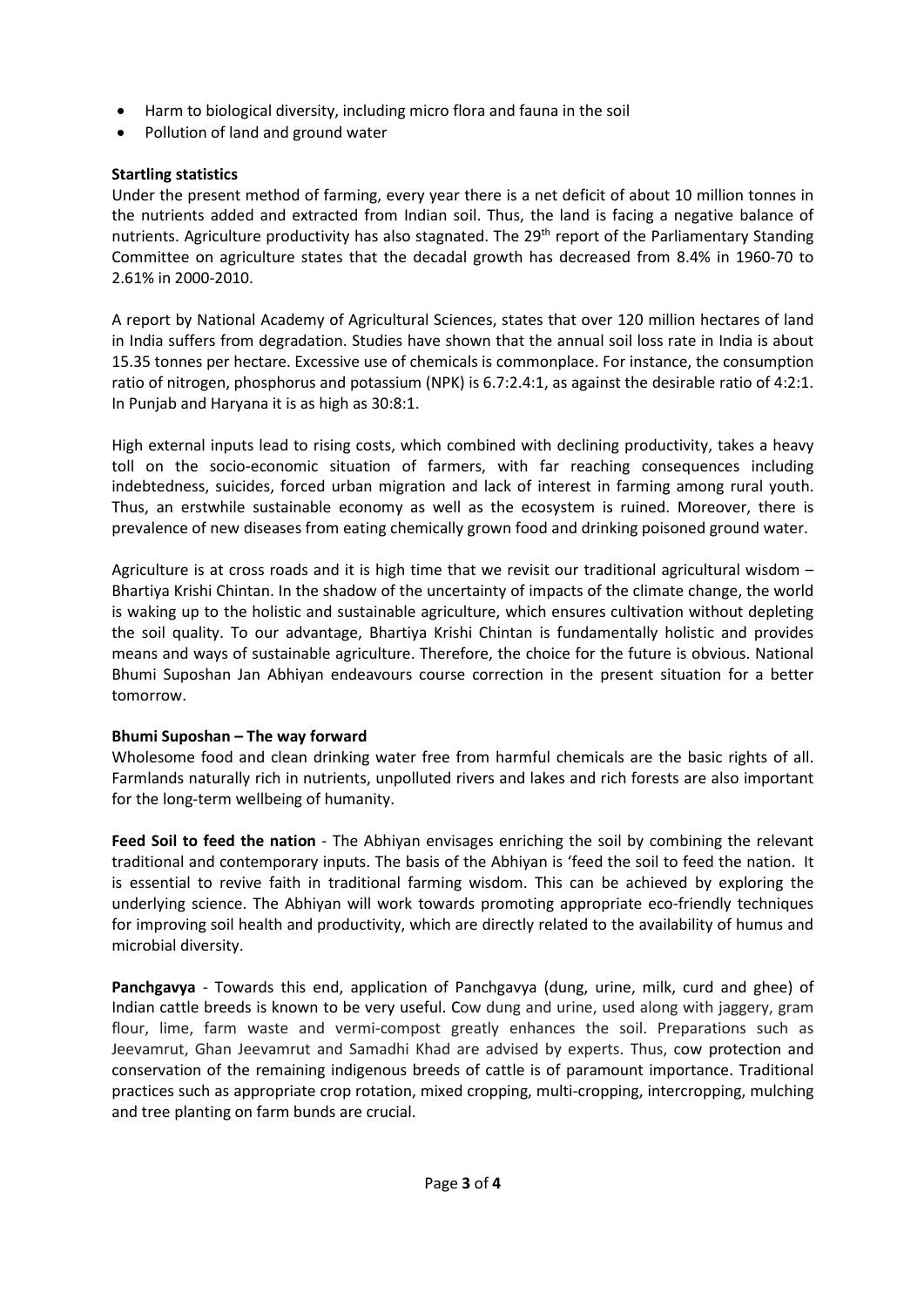- Harm to biological diversity, including micro flora and fauna in the soil
- Pollution of land and ground water

**Startling statistics**

Under the present method of farming, every year there is a net deficit of about 10 million tonnes in the nutrients added and extracted from Indian soil. Thus, the land is facing a negative balance of nutrients. Agriculture productivity has also stagnated. The 29th report of the Parliamentary Standing Committee on agriculture states that the decadal growth has decreased from 8.4% in 1960-70 to 2.61% in 2000-2010.

A report by National Academy of Agricultural Sciences, states that over 120 million hectares of land in India suffers from degradation. Studies have shown that the annual soil loss rate in India is about 15.35 tonnes per hectare. Excessive use of chemicals is commonplace. For instance, the consumption ratio of nitrogen, phosphorus and potassium (NPK) is 6.7:2.4:1, as against the desirable ratio of 4:2:1. In Punjab and Haryana it is as high as 30:8:1.

High external inputs lead to rising costs, which combined with declining productivity, takes a heavy toll on the socio-economic situation of farmers, with far reaching consequences including indebtedness, suicides, forced urban migration and lack of interest in farming among rural youth. Thus, an erstwhile sustainable economy as well as the ecosystem is ruined. Moreover, there is prevalence of new diseases from eating chemically grown food and drinking poisoned ground water.

Agriculture is at cross roads and it is high time that we revisit our traditional agricultural wisdom – Bhartiya Krishi Chintan. In the shadow of the uncertainty of impacts of the climate change, the world is waking up to the holistic and sustainable agriculture, which ensures cultivation without depleting the soil quality. To our advantage, Bhartiya Krishi Chintan is fundamentally holistic and provides means and ways of sustainable agriculture. Therefore, the choice for the future is obvious. National Bhumi Suposhan Jan Abhiyan endeavours course correction in the present situation for a better tomorrow.

**Bhumi Suposhan – The way forward**

Wholesome food and clean drinking water free from harmful chemicals are the basic rights of all. Farmlands naturally rich in nutrients, unpolluted rivers and lakes and rich forests are also important for the long-term wellbeing of humanity.

**Feed Soil to feed the nation** - The Abhiyan envisages enriching the soil by combining the relevant traditional and contemporary inputs. The basis of the Abhiyan is 'feed the soil to feed the nation. It is essential to revive faith in traditional farming wisdom. This can be achieved by exploring the underlying science. The Abhiyan will work towards promoting appropriate eco-friendly techniques for improving soil health and productivity, which are directly related to the availability of humus and microbial diversity.

**Panchgavya** - Towards this end, application of Panchgavya (dung, urine, milk, curd and ghee) of Indian cattle breeds is known to be very useful. Cow dung and urine, used along with jaggery, gram flour, lime, farm waste and vermi-compost greatly enhances the soil. Preparations such as Jeevamrut, Ghan Jeevamrut and Samadhi Khad are advised by experts. Thus, cow protection and conservation of the remaining indigenous breeds of cattle is of paramount importance. Traditional practices such as appropriate crop rotation, mixed cropping, multi-cropping, intercropping, mulching and tree planting on farm bunds are crucial.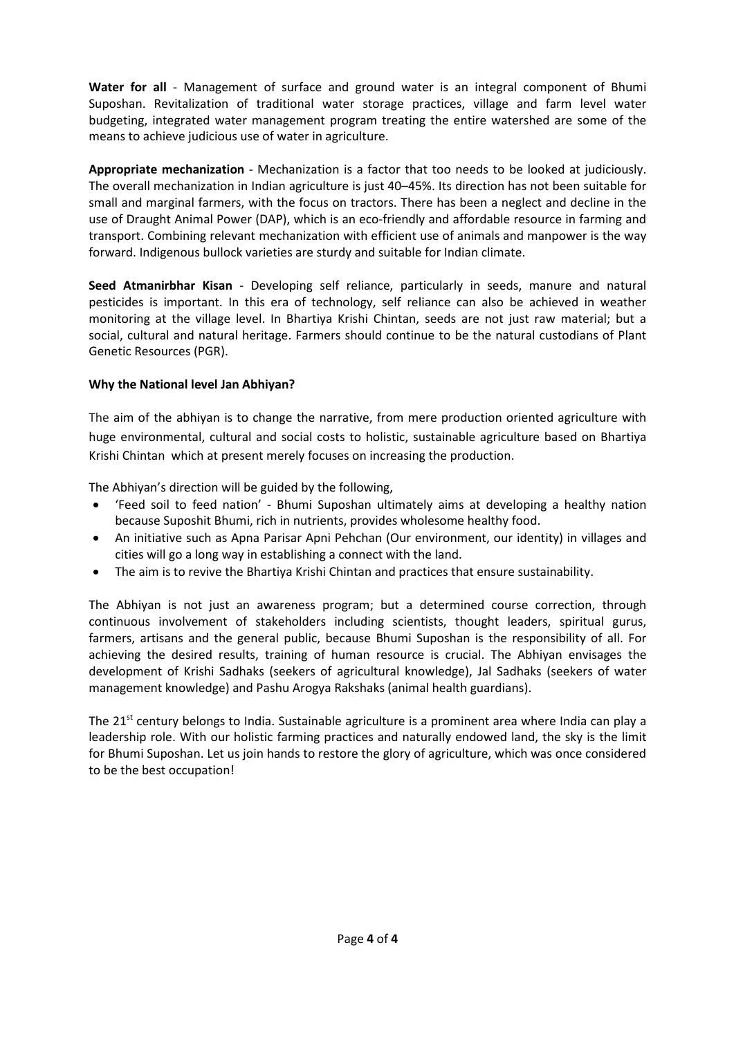**Water for all** - Management of surface and ground water is an integral component of Bhumi Suposhan. Revitalization of traditional water storage practices, village and farm level water budgeting, integrated water management program treating the entire watershed are some of the means to achieve judicious use of water in agriculture.

**Appropriate mechanization** - Mechanization is a factor that too needs to be looked at judiciously. The overall mechanization in Indian agriculture is just 40–45%. Its direction has not been suitable for small and marginal farmers, with the focus on tractors. There has been a neglect and decline in the use of Draught Animal Power (DAP), which is an eco-friendly and affordable resource in farming and transport. Combining relevant mechanization with efficient use of animals and manpower is the way forward. Indigenous bullock varieties are sturdy and suitable for Indian climate.

**Seed Atmanirbhar Kisan** - Developing self reliance, particularly in seeds, manure and natural pesticides is important. In this era of technology, self reliance can also be achieved in weather monitoring at the village level. In Bhartiya Krishi Chintan, seeds are not just raw material; but a social, cultural and natural heritage. Farmers should continue to be the natural custodians of Plant Genetic Resources (PGR).

**Why the National level Jan Abhiyan?**

The aim of the abhiyan is to change the narrative, from mere production oriented agriculture with huge environmental, cultural and social costs to holistic, sustainable agriculture based on Bhartiya Krishi Chintan which at present merely focuses on increasing the production.

The Abhiyan's direction will be guided by the following,

- 'Feed soil to feed nation' - Bhumi Suposhan ultimately aims at developing a healthy nation because Suposhit Bhumi, rich in nutrients, provides wholesome healthy food.
- An initiative such as Apna Parisar Apni Pehchan (Our environment, our identity) in villages and cities will go a long way in establishing a connect with the land.
- The aim is to revive the Bhartiya Krishi Chintan and practices that ensure sustainability.

The Abhiyan is not just an awareness program; but a determined course correction, through continuous involvement of stakeholders including scientists, thought leaders, spiritual gurus, farmers, artisans and the general public, because Bhumi Suposhan is the responsibility of all. For achieving the desired results, training of human resource is crucial. The Abhiyan envisages the development of Krishi Sadhaks (seekers of agricultural knowledge), Jal Sadhaks (seekers of water management knowledge) and Pashu Arogya Rakshaks (animal health guardians).

The 21st century belongs to India. Sustainable agriculture is a prominent area where India can play a leadership role. With our holistic farming practices and naturally endowed land, the sky is the limit for Bhumi Suposhan. Let us join hands to restore the glory of agriculture, which was once considered to be the best occupation!